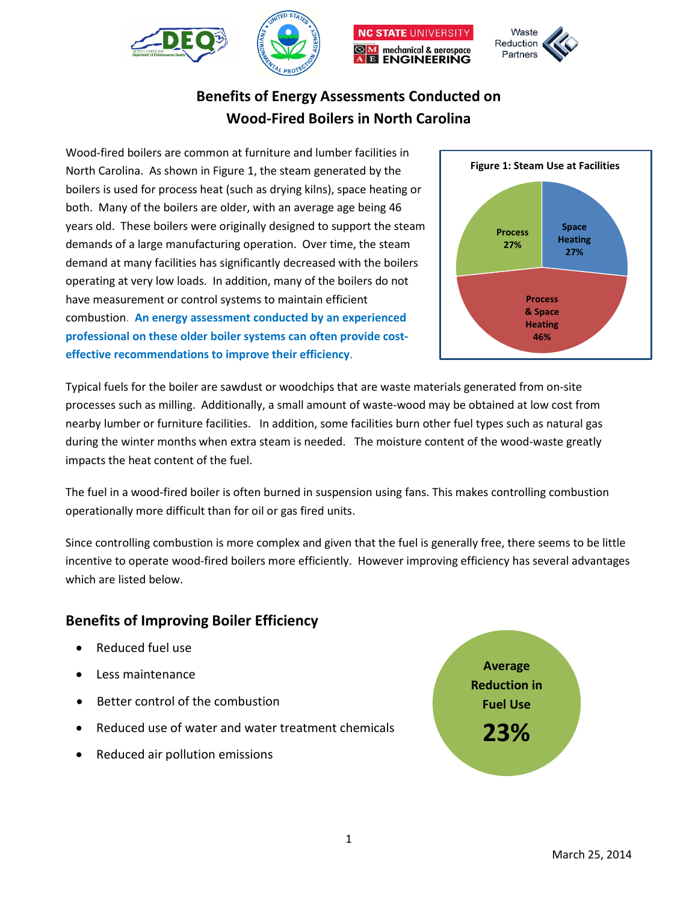# Benefits of Energy Assessments Conducted on Wood-Fired Boilers in North Carolina

Wood-fired boilers are common at furniture and lumber facilities in North Carolina. As shown in Figure 1, the steam generated by the boilers is used for process heat (such as drying kilns), space heating or both. Many of the boilers are older, with an average age being 46 years old. These boilers were originally designed to support the steam demands of a large manufacturing operation. Over time, the steam demand at many facilities has significantly decreased with the boilers operating at very low loads. In addition, many of the boilers do not have measurement or control systems to maintain efficient combustion. **An energy assessment conducted by an experienced professional on these older boiler systems can often provide cost-effective recommendations to improve their efficiency.**

**Figure 1: Steam Use at Facilities**

| Use | Share |
|---|---|
| Space Heating | 27% |
| Process | 27% |
| Process & Space Heating | 46% |

Typical fuels for the boiler are sawdust or woodchips that are waste materials generated from on-site processes such as milling. Additionally, a small amount of waste-wood may be obtained at low cost from nearby lumber or furniture facilities. In addition, some facilities burn other fuel types such as natural gas during the winter months when extra steam is needed. The moisture content of the wood-waste greatly impacts the heat content of the fuel.

The fuel in a wood-fired boiler is often burned in suspension using fans. This makes controlling combustion operationally more difficult than for oil or gas fired units.

Since controlling combustion is more complex and given that the fuel is generally free, there seems to be little incentive to operate wood-fired boilers more efficiently. However improving efficiency has several advantages which are listed below.

## Benefits of Improving Boiler Efficiency

- Reduced fuel use
- Less maintenance
- Better control of the combustion
- Reduced use of water and water treatment chemicals
- Reduced air pollution emissions

**Average Reduction in Fuel Use**

**23%**

March 25, 2014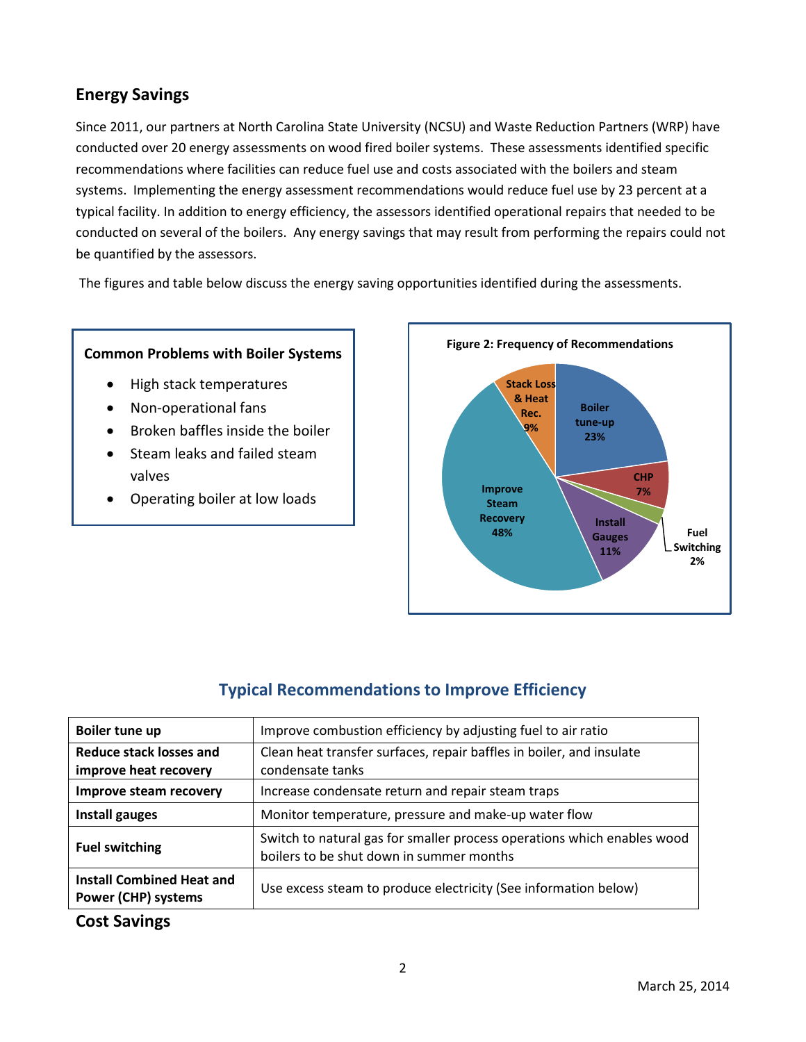## Energy Savings

Since 2011, our partners at North Carolina State University (NCSU) and Waste Reduction Partners (WRP) have conducted over 20 energy assessments on wood fired boiler systems. These assessments identified specific recommendations where facilities can reduce fuel use and costs associated with the boilers and steam systems. Implementing the energy assessment recommendations would reduce fuel use by 23 percent at a typical facility. In addition to energy efficiency, the assessors identified operational repairs that needed to be conducted on several of the boilers. Any energy savings that may result from performing the repairs could not be quantified by the assessors.

The figures and table below discuss the energy saving opportunities identified during the assessments.

**Common Problems with Boiler Systems**

- High stack temperatures
- Non-operational fans
- Broken baffles inside the boiler
- Steam leaks and failed steam valves
- Operating boiler at low loads

**Figure 2: Frequency of Recommendations**

| Recommendation | Frequency |
|---|---|
| Boiler tune-up | 23% |
| CHP | 7% |
| Fuel Switching | 2% |
| Install Gauges | 11% |
| Improve Steam Recovery | 48% |
| Stack Loss & Heat Rec. | 9% |

### Typical Recommendations to Improve Efficiency

| | |
|---|---|
| **Boiler tune up** | Improve combustion efficiency by adjusting fuel to air ratio |
| **Reduce stack losses and improve heat recovery** | Clean heat transfer surfaces, repair baffles in boiler, and insulate condensate tanks |
| **Improve steam recovery** | Increase condensate return and repair steam traps |
| **Install gauges** | Monitor temperature, pressure and make-up water flow |
| **Fuel switching** | Switch to natural gas for smaller process operations which enables wood boilers to be shut down in summer months |
| **Install Combined Heat and Power (CHP) systems** | Use excess steam to produce electricity (See information below) |

## Cost Savings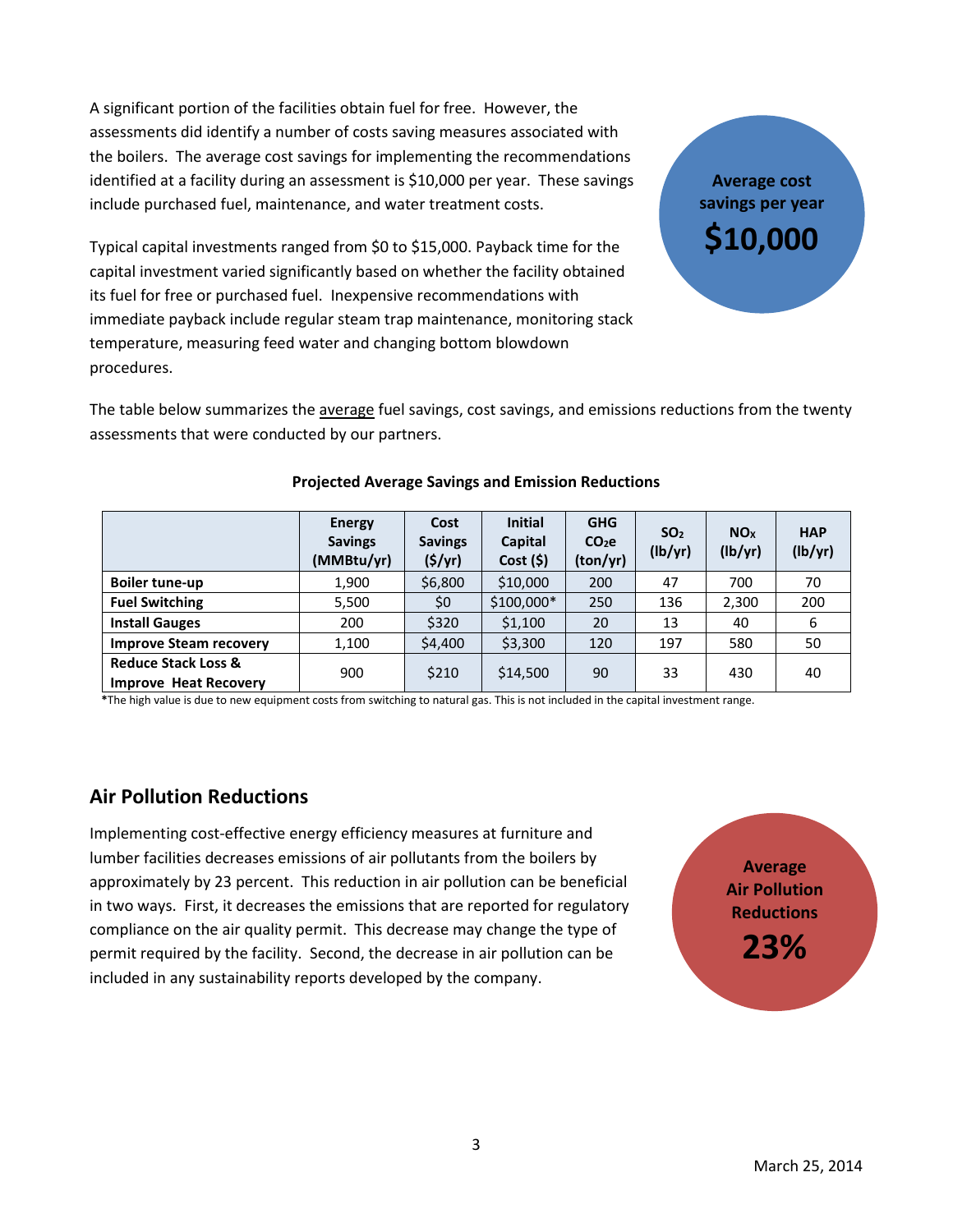A significant portion of the facilities obtain fuel for free. However, the assessments did identify a number of costs saving measures associated with the boilers. The average cost savings for implementing the recommendations identified at a facility during an assessment is $10,000 per year. These savings include purchased fuel, maintenance, and water treatment costs.

**Average cost savings per year**
**$10,000**

Typical capital investments ranged from $0 to $15,000. Payback time for the capital investment varied significantly based on whether the facility obtained its fuel for free or purchased fuel. Inexpensive recommendations with immediate payback include regular steam trap maintenance, monitoring stack temperature, measuring feed water and changing bottom blowdown procedures.

The table below summarizes the average fuel savings, cost savings, and emissions reductions from the twenty assessments that were conducted by our partners.

**Projected Average Savings and Emission Reductions**

| | Energy Savings (MMBtu/yr) | Cost Savings ($/yr) | Initial Capital Cost ($) | GHG $CO_2e$ (ton/yr) | $SO_2$ (lb/yr) | $NO_X$ (lb/yr) | HAP (lb/yr) |
|---|---|---|---|---|---|---|---|
| **Boiler tune-up** | 1,900 | $6,800 | $10,000 | 200 | 47 | 700 | 70 |
| **Fuel Switching** | 5,500 | $0 | $100,000* | 250 | 136 | 2,300 | 200 |
| **Install Gauges** | 200 | $320 | $1,100 | 20 | 13 | 40 | 6 |
| **Improve Steam recovery** | 1,100 | $4,400 | $3,300 | 120 | 197 | 580 | 50 |
| **Reduce Stack Loss & Improve Heat Recovery** | 900 | $210 | $14,500 | 90 | 33 | 430 | 40 |

*The high value is due to new equipment costs from switching to natural gas. This is not included in the capital investment range.

## Air Pollution Reductions

Implementing cost-effective energy efficiency measures at furniture and lumber facilities decreases emissions of air pollutants from the boilers by approximately by 23 percent. This reduction in air pollution can be beneficial in two ways. First, it decreases the emissions that are reported for regulatory compliance on the air quality permit. This decrease may change the type of permit required by the facility. Second, the decrease in air pollution can be included in any sustainability reports developed by the company.

**Average Air Pollution Reductions**
**23%**

March 25, 2014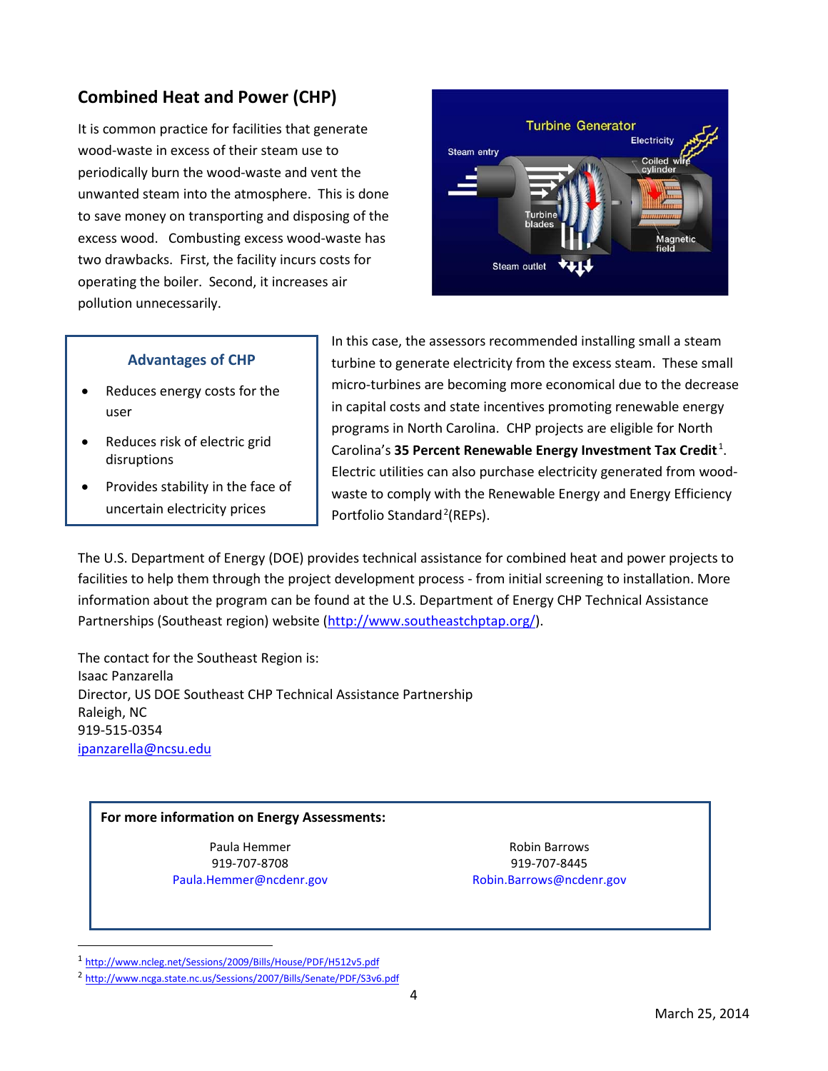## Combined Heat and Power (CHP)

It is common practice for facilities that generate wood-waste in excess of their steam use to periodically burn the wood-waste and vent the unwanted steam into the atmosphere. This is done to save money on transporting and disposing of the excess wood. Combusting excess wood-waste has two drawbacks. First, the facility incurs costs for operating the boiler. Second, it increases air pollution unnecessarily.

Turbine Generator
Steam entry
Electricity
Coiled wire cylinder
Turbine blades
Magnetic field
Steam outlet

### Advantages of CHP

- Reduces energy costs for the user
- Reduces risk of electric grid disruptions
- Provides stability in the face of uncertain electricity prices

In this case, the assessors recommended installing small a steam turbine to generate electricity from the excess steam. These small micro-turbines are becoming more economical due to the decrease in capital costs and state incentives promoting renewable energy programs in North Carolina. CHP projects are eligible for North Carolina's **35 Percent Renewable Energy Investment Tax Credit**[1]. Electric utilities can also purchase electricity generated from wood-waste to comply with the Renewable Energy and Energy Efficiency Portfolio Standard[2](REPs).

The U.S. Department of Energy (DOE) provides technical assistance for combined heat and power projects to facilities to help them through the project development process - from initial screening to installation. More information about the program can be found at the U.S. Department of Energy CHP Technical Assistance Partnerships (Southeast region) website (http://www.southeastchptap.org/).

The contact for the Southeast Region is:
Isaac Panzarella
Director, US DOE Southeast CHP Technical Assistance Partnership
Raleigh, NC
919-515-0354
ipanzarella@ncsu.edu

**For more information on Energy Assessments:**

Paula Hemmer
919-707-8708
Paula.Hemmer@ncdenr.gov

Robin Barrows
919-707-8445
Robin.Barrows@ncdenr.gov

[1] http://www.ncleg.net/Sessions/2009/Bills/House/PDF/H512v5.pdf
[2] http://www.ncga.state.nc.us/Sessions/2007/Bills/Senate/PDF/S3v6.pdf

March 25, 2014